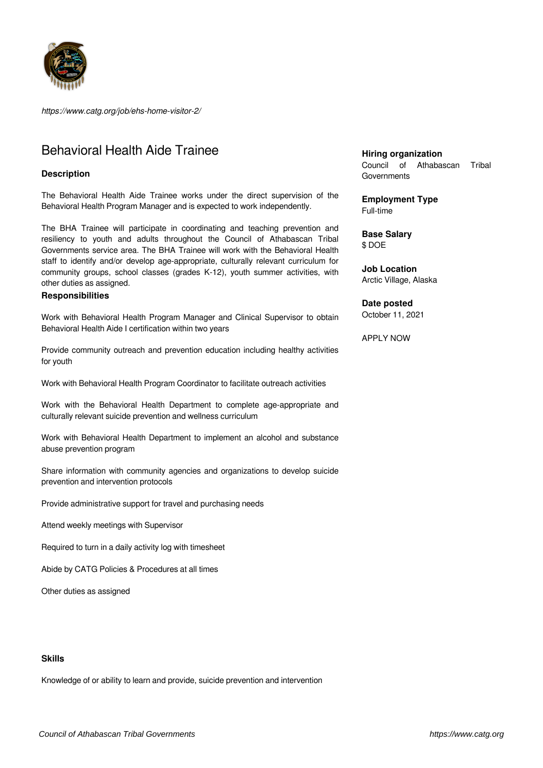*https://www.catg.org/job/ehs-home-visitor-2/*

# Behavioral Health Aide Trainee

### Description

The Behavioral Health Aide Trainee works under the direct supervision of the Behavioral Health Program Manager and is expected to work independently.

The BHA Trainee will participate in coordinating and teaching prevention and resiliency to youth and adults throughout the Council of Athabascan Tribal Governments service area. The BHA Trainee will work with the Behavioral Health staff to identify and/or develop age-appropriate, culturally relevant curriculum for community groups, school classes (grades K-12), youth summer activities, with other duties as assigned.

### Responsibilities

Work with Behavioral Health Program Manager and Clinical Supervisor to obtain Behavioral Health Aide I certification within two years

Provide community outreach and prevention education including healthy activities for youth

Work with Behavioral Health Program Coordinator to facilitate outreach activities

Work with the Behavioral Health Department to complete age-appropriate and culturally relevant suicide prevention and wellness curriculum

Work with Behavioral Health Department to implement an alcohol and substance abuse prevention program

Share information with community agencies and organizations to develop suicide prevention and intervention protocols

Provide administrative support for travel and purchasing needs

Attend weekly meetings with Supervisor

Required to turn in a daily activity log with timesheet

Abide by CATG Policies & Procedures at all times

Other duties as assigned

### Skills

Knowledge of or ability to learn and provide, suicide prevention and intervention

**Hiring organization**
Council of Athabascan Tribal Governments

**Employment Type**
Full-time

**Base Salary**
$ DOE

**Job Location**
Arctic Village, Alaska

**Date posted**
October 11, 2021

APPLY NOW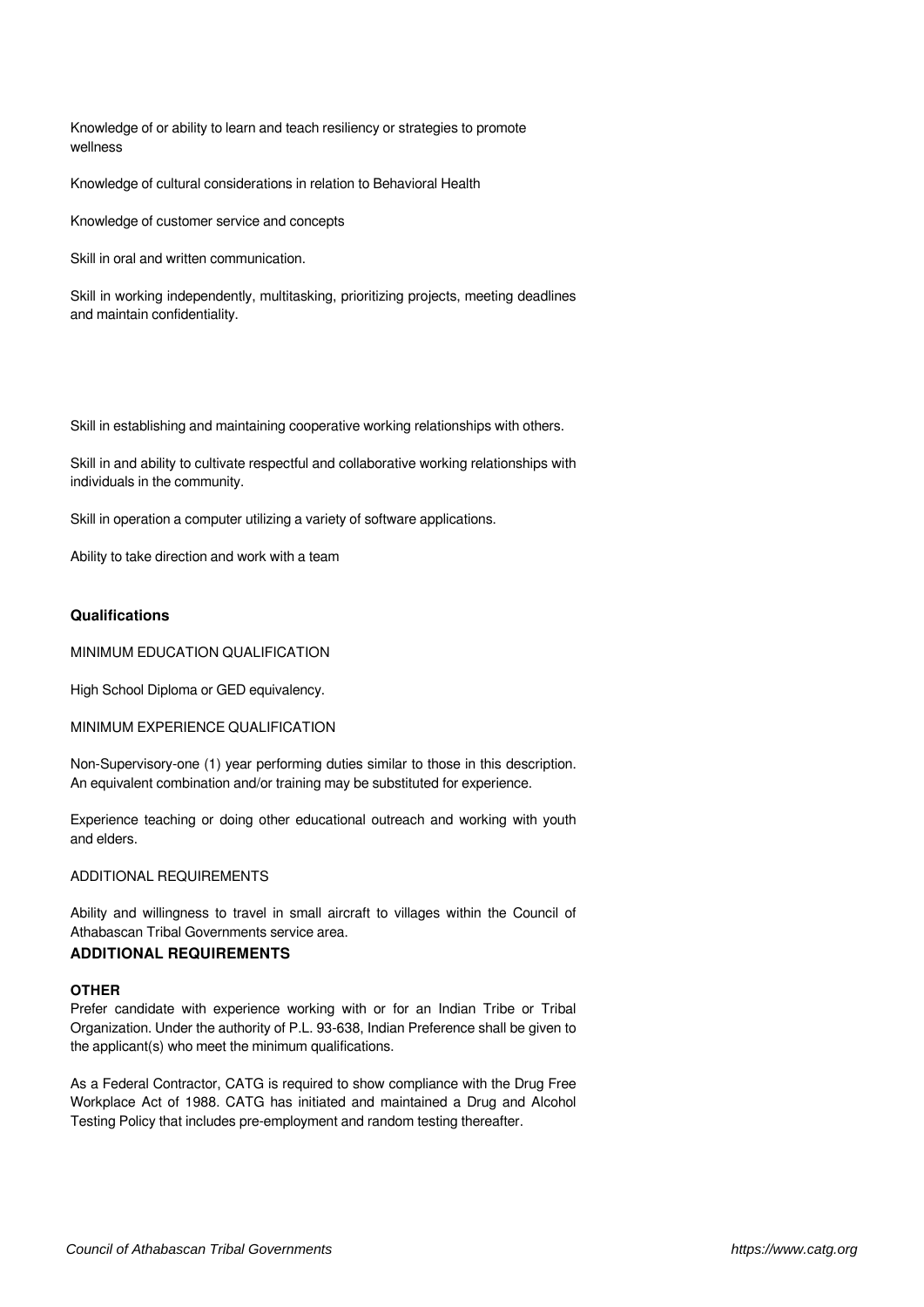Knowledge of or ability to learn and teach resiliency or strategies to promote wellness

Knowledge of cultural considerations in relation to Behavioral Health

Knowledge of customer service and concepts

Skill in oral and written communication.

Skill in working independently, multitasking, prioritizing projects, meeting deadlines and maintain confidentiality.

Skill in establishing and maintaining cooperative working relationships with others.

Skill in and ability to cultivate respectful and collaborative working relationships with individuals in the community.

Skill in operation a computer utilizing a variety of software applications.

Ability to take direction and work with a team

**Qualifications**

MINIMUM EDUCATION QUALIFICATION

High School Diploma or GED equivalency.

MINIMUM EXPERIENCE QUALIFICATION

Non-Supervisory-one (1) year performing duties similar to those in this description. An equivalent combination and/or training may be substituted for experience.

Experience teaching or doing other educational outreach and working with youth and elders.

ADDITIONAL REQUIREMENTS

Ability and willingness to travel in small aircraft to villages within the Council of Athabascan Tribal Governments service area.

**ADDITIONAL REQUIREMENTS**

**OTHER**

Prefer candidate with experience working with or for an Indian Tribe or Tribal Organization. Under the authority of P.L. 93-638, Indian Preference shall be given to the applicant(s) who meet the minimum qualifications.

As a Federal Contractor, CATG is required to show compliance with the Drug Free Workplace Act of 1988. CATG has initiated and maintained a Drug and Alcohol Testing Policy that includes pre-employment and random testing thereafter.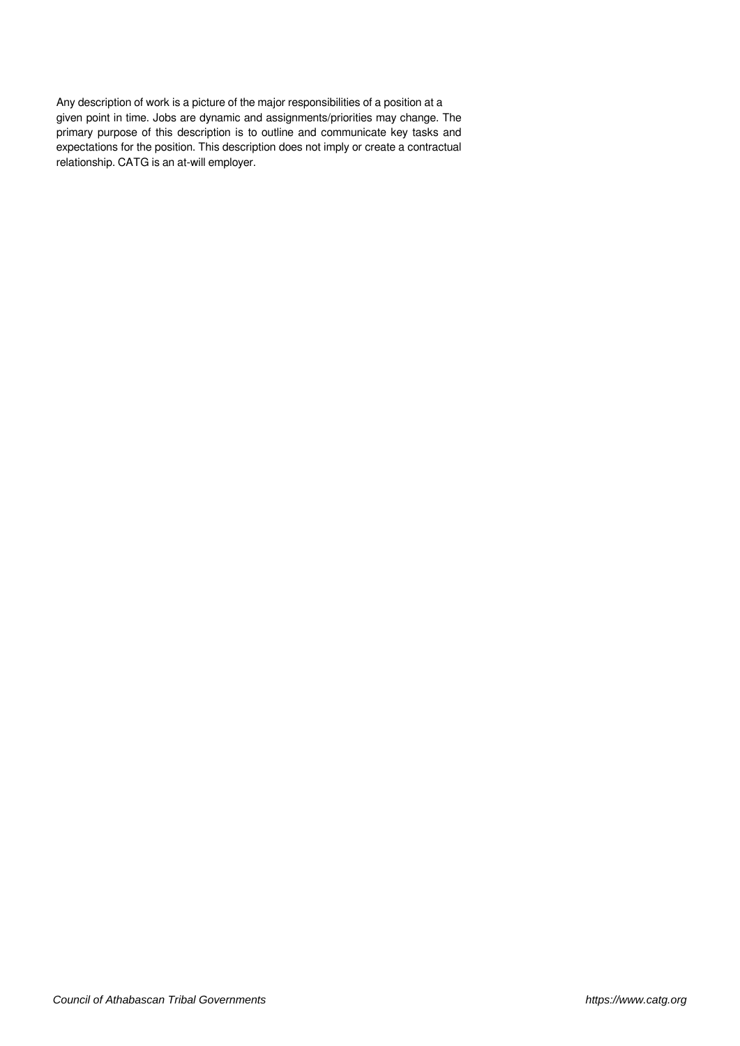Any description of work is a picture of the major responsibilities of a position at a given point in time. Jobs are dynamic and assignments/priorities may change. The primary purpose of this description is to outline and communicate key tasks and expectations for the position. This description does not imply or create a contractual relationship. CATG is an at-will employer.